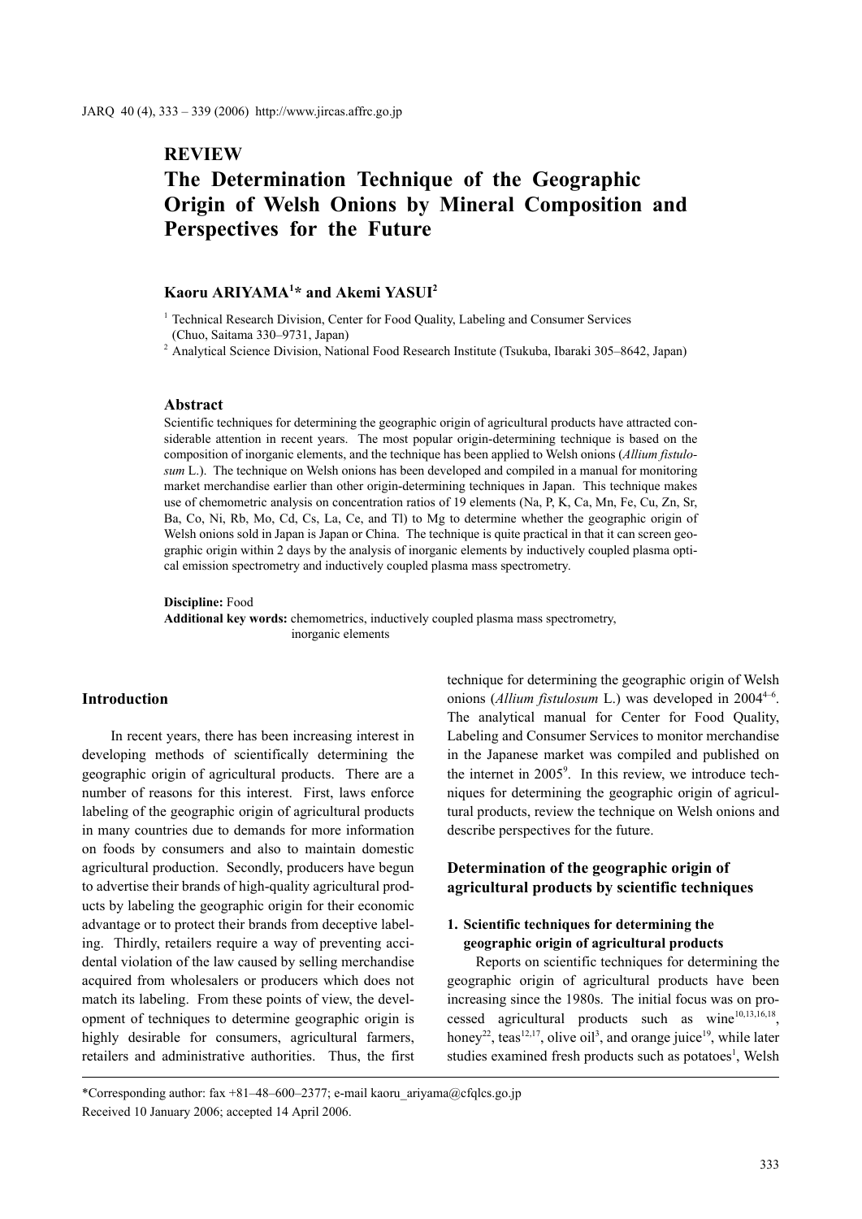## REVIEW

# The Determination Technique of the Geographic Origin of Welsh Onions by Mineral Composition and Perspectives for the Future

**Kaoru ARIYAMA[1]* and Akemi YASUI[2]**

[1] Technical Research Division, Center for Food Quality, Labeling and Consumer Services (Chuo, Saitama 330–9731, Japan)

[2] Analytical Science Division, National Food Research Institute (Tsukuba, Ibaraki 305–8642, Japan)

### Abstract

Scientific techniques for determining the geographic origin of agricultural products have attracted considerable attention in recent years. The most popular origin-determining technique is based on the composition of inorganic elements, and the technique has been applied to Welsh onions (*Allium fistulosum* L.). The technique on Welsh onions has been developed and compiled in a manual for monitoring market merchandise earlier than other origin-determining techniques in Japan. This technique makes use of chemometric analysis on concentration ratios of 19 elements (Na, P, K, Ca, Mn, Fe, Cu, Zn, Sr, Ba, Co, Ni, Rb, Mo, Cd, Cs, La, Ce, and Tl) to Mg to determine whether the geographic origin of Welsh onions sold in Japan is Japan or China. The technique is quite practical in that it can screen geographic origin within 2 days by the analysis of inorganic elements by inductively coupled plasma optical emission spectrometry and inductively coupled plasma mass spectrometry.

**Discipline:** Food
**Additional key words:** chemometrics, inductively coupled plasma mass spectrometry, inorganic elements

## Introduction

In recent years, there has been increasing interest in developing methods of scientifically determining the geographic origin of agricultural products. There are a number of reasons for this interest. First, laws enforce labeling of the geographic origin of agricultural products in many countries due to demands for more information on foods by consumers and also to maintain domestic agricultural production. Secondly, producers have begun to advertise their brands of high-quality agricultural products by labeling the geographic origin for their economic advantage or to protect their brands from deceptive labeling. Thirdly, retailers require a way of preventing accidental violation of the law caused by selling merchandise acquired from wholesalers or producers which does not match its labeling. From these points of view, the development of techniques to determine geographic origin is highly desirable for consumers, agricultural farmers, retailers and administrative authorities. Thus, the first technique for determining the geographic origin of Welsh onions (*Allium fistulosum* L.) was developed in 2004[4–6]. The analytical manual for Center for Food Quality, Labeling and Consumer Services to monitor merchandise in the Japanese market was compiled and published on the internet in 2005[9]. In this review, we introduce techniques for determining the geographic origin of agricultural products, review the technique on Welsh onions and describe perspectives for the future.

## Determination of the geographic origin of agricultural products by scientific techniques

### 1. Scientific techniques for determining the geographic origin of agricultural products

Reports on scientific techniques for determining the geographic origin of agricultural products have been increasing since the 1980s. The initial focus was on processed agricultural products such as wine[10,13,16,18], honey[22], teas[12,17], olive oil[3], and orange juice[19], while later studies examined fresh products such as potatoes[1], Welsh

*Corresponding author: fax +81–48–600–2377; e-mail kaoru_ariyama@cfqlcs.go.jp

Received 10 January 2006; accepted 14 April 2006.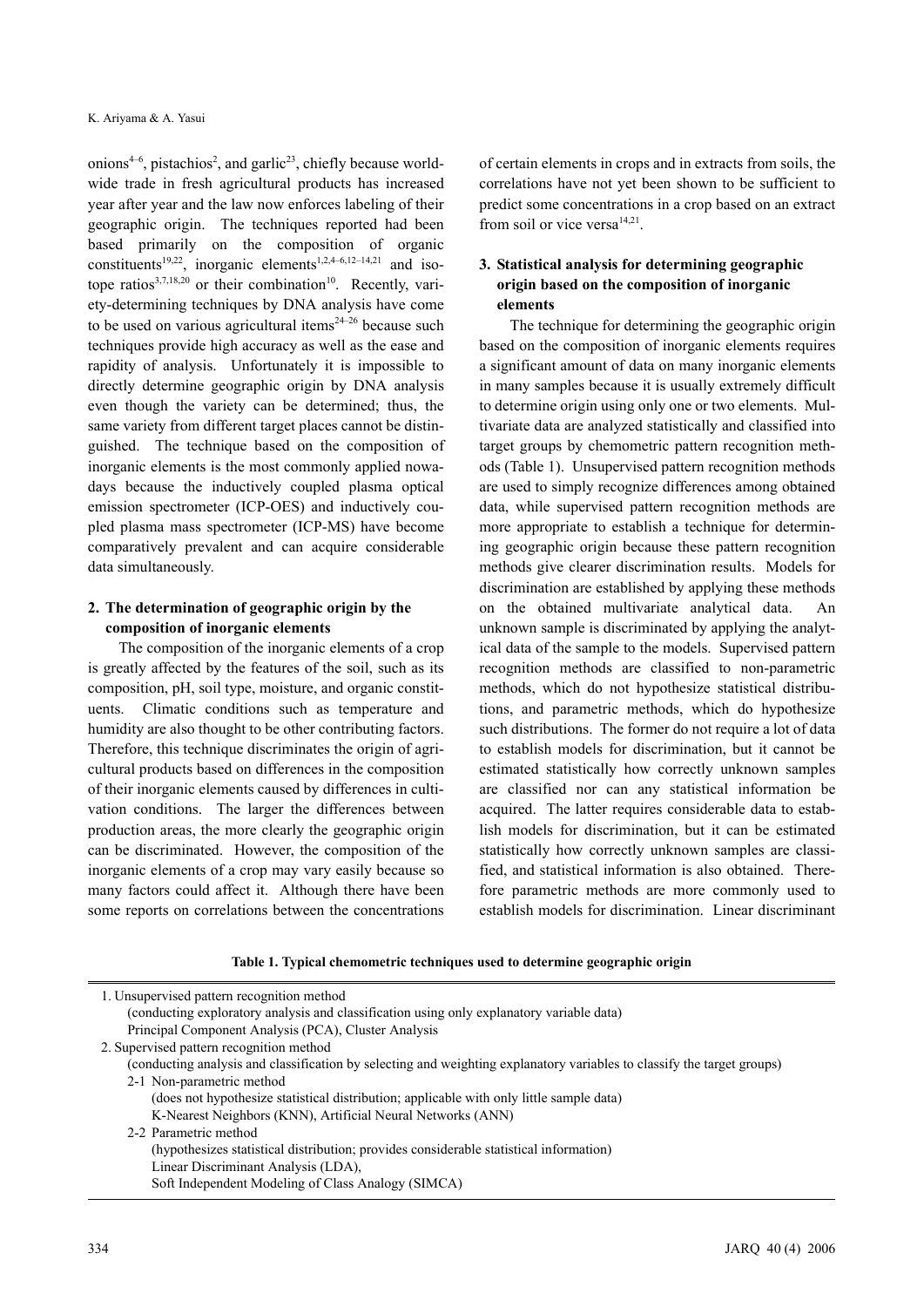onions[4–6], pistachios[2], and garlic[23], chiefly because worldwide trade in fresh agricultural products has increased year after year and the law now enforces labeling of their geographic origin. The techniques reported had been based primarily on the composition of organic constituents[19,22], inorganic elements[1,2,4–6,12–14,21] and isotope ratios[3,7,18,20] or their combination[10]. Recently, variety-determining techniques by DNA analysis have come to be used on various agricultural items[24–26] because such techniques provide high accuracy as well as the ease and rapidity of analysis. Unfortunately it is impossible to directly determine geographic origin by DNA analysis even though the variety can be determined; thus, the same variety from different target places cannot be distinguished. The technique based on the composition of inorganic elements is the most commonly applied nowadays because the inductively coupled plasma optical emission spectrometer (ICP-OES) and inductively coupled plasma mass spectrometer (ICP-MS) have become comparatively prevalent and can acquire considerable data simultaneously.

## 2. The determination of geographic origin by the composition of inorganic elements

The composition of the inorganic elements of a crop is greatly affected by the features of the soil, such as its composition, pH, soil type, moisture, and organic constituents. Climatic conditions such as temperature and humidity are also thought to be other contributing factors. Therefore, this technique discriminates the origin of agricultural products based on differences in the composition of their inorganic elements caused by differences in cultivation conditions. The larger the differences between production areas, the more clearly the geographic origin can be discriminated. However, the composition of the inorganic elements of a crop may vary easily because so many factors could affect it. Although there have been some reports on correlations between the concentrations of certain elements in crops and in extracts from soils, the correlations have not yet been shown to be sufficient to predict some concentrations in a crop based on an extract from soil or vice versa[14,21].

## 3. Statistical analysis for determining geographic origin based on the composition of inorganic elements

The technique for determining the geographic origin based on the composition of inorganic elements requires a significant amount of data on many inorganic elements in many samples because it is usually extremely difficult to determine origin using only one or two elements. Multivariate data are analyzed statistically and classified into target groups by chemometric pattern recognition methods (Table 1). Unsupervised pattern recognition methods are used to simply recognize differences among obtained data, while supervised pattern recognition methods are more appropriate to establish a technique for determining geographic origin because these pattern recognition methods give clearer discrimination results. Models for discrimination are established by applying these methods on the obtained multivariate analytical data. An unknown sample is discriminated by applying the analytical data of the sample to the models. Supervised pattern recognition methods are classified to non-parametric methods, which do not hypothesize statistical distributions, and parametric methods, which do hypothesize such distributions. The former do not require a lot of data to establish models for discrimination, but it cannot be estimated statistically how correctly unknown samples are classified nor can any statistical information be acquired. The latter requires considerable data to establish models for discrimination, but it can be estimated statistically how correctly unknown samples are classified, and statistical information is also obtained. Therefore parametric methods are more commonly used to establish models for discrimination. Linear discriminant

**Table 1. Typical chemometric techniques used to determine geographic origin**

1. Unsupervised pattern recognition method
   (conducting exploratory analysis and classification using only explanatory variable data)
   Principal Component Analysis (PCA), Cluster Analysis
2. Supervised pattern recognition method
   (conducting analysis and classification by selecting and weighting explanatory variables to classify the target groups)
   - 2-1 Non-parametric method
     (does not hypothesize statistical distribution; applicable with only little sample data)
     K-Nearest Neighbors (KNN), Artificial Neural Networks (ANN)
   - 2-2 Parametric method
     (hypothesizes statistical distribution; provides considerable statistical information)
     Linear Discriminant Analysis (LDA),
     Soft Independent Modeling of Class Analogy (SIMCA)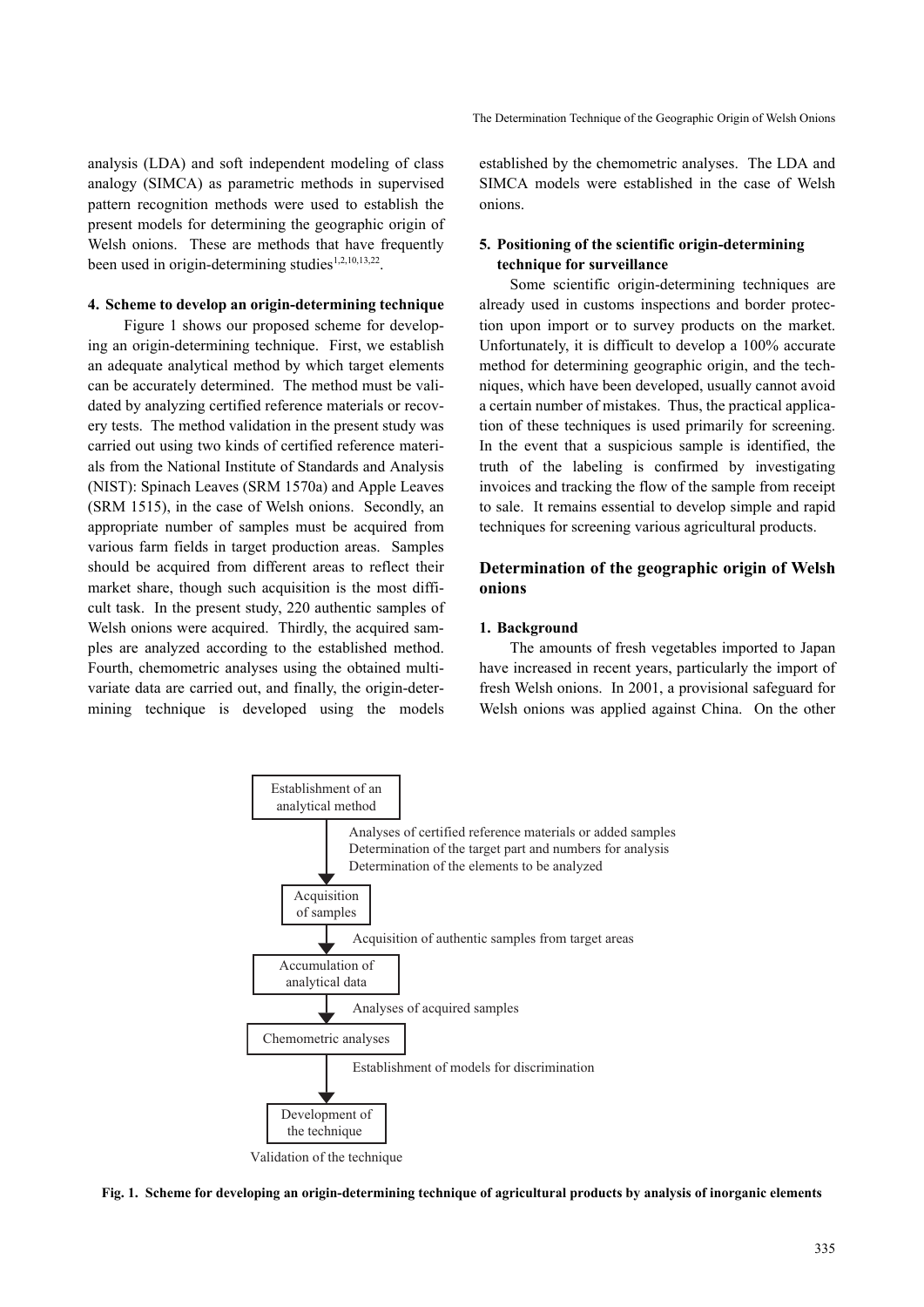analysis (LDA) and soft independent modeling of class analogy (SIMCA) as parametric methods in supervised pattern recognition methods were used to establish the present models for determining the geographic origin of Welsh onions. These are methods that have frequently been used in origin-determining studies[1,2,10,13,22].

### 4. Scheme to develop an origin-determining technique

Figure 1 shows our proposed scheme for developing an origin-determining technique. First, we establish an adequate analytical method by which target elements can be accurately determined. The method must be validated by analyzing certified reference materials or recovery tests. The method validation in the present study was carried out using two kinds of certified reference materials from the National Institute of Standards and Analysis (NIST): Spinach Leaves (SRM 1570a) and Apple Leaves (SRM 1515), in the case of Welsh onions. Secondly, an appropriate number of samples must be acquired from various farm fields in target production areas. Samples should be acquired from different areas to reflect their market share, though such acquisition is the most difficult task. In the present study, 220 authentic samples of Welsh onions were acquired. Thirdly, the acquired samples are analyzed according to the established method. Fourth, chemometric analyses using the obtained multivariate data are carried out, and finally, the origin-determining technique is developed using the models established by the chemometric analyses. The LDA and SIMCA models were established in the case of Welsh onions.

### 5. Positioning of the scientific origin-determining technique for surveillance

Some scientific origin-determining techniques are already used in customs inspections and border protection upon import or to survey products on the market. Unfortunately, it is difficult to develop a 100% accurate method for determining geographic origin, and the techniques, which have been developed, usually cannot avoid a certain number of mistakes. Thus, the practical application of these techniques is used primarily for screening. In the event that a suspicious sample is identified, the truth of the labeling is confirmed by investigating invoices and tracking the flow of the sample from receipt to sale. It remains essential to develop simple and rapid techniques for screening various agricultural products.

## Determination of the geographic origin of Welsh onions

### 1. Background

The amounts of fresh vegetables imported to Japan have increased in recent years, particularly the import of fresh Welsh onions. In 2001, a provisional safeguard for Welsh onions was applied against China. On the other

Establishment of an analytical method
↓ Analyses of certified reference materials or added samples
Determination of the target part and numbers for analysis
Determination of the elements to be analyzed

Acquisition of samples
↓ Acquisition of authentic samples from target areas

Accumulation of analytical data
↓ Analyses of acquired samples

Chemometric analyses
↓ Establishment of models for discrimination

Development of the technique
Validation of the technique

**Fig. 1. Scheme for developing an origin-determining technique of agricultural products by analysis of inorganic elements**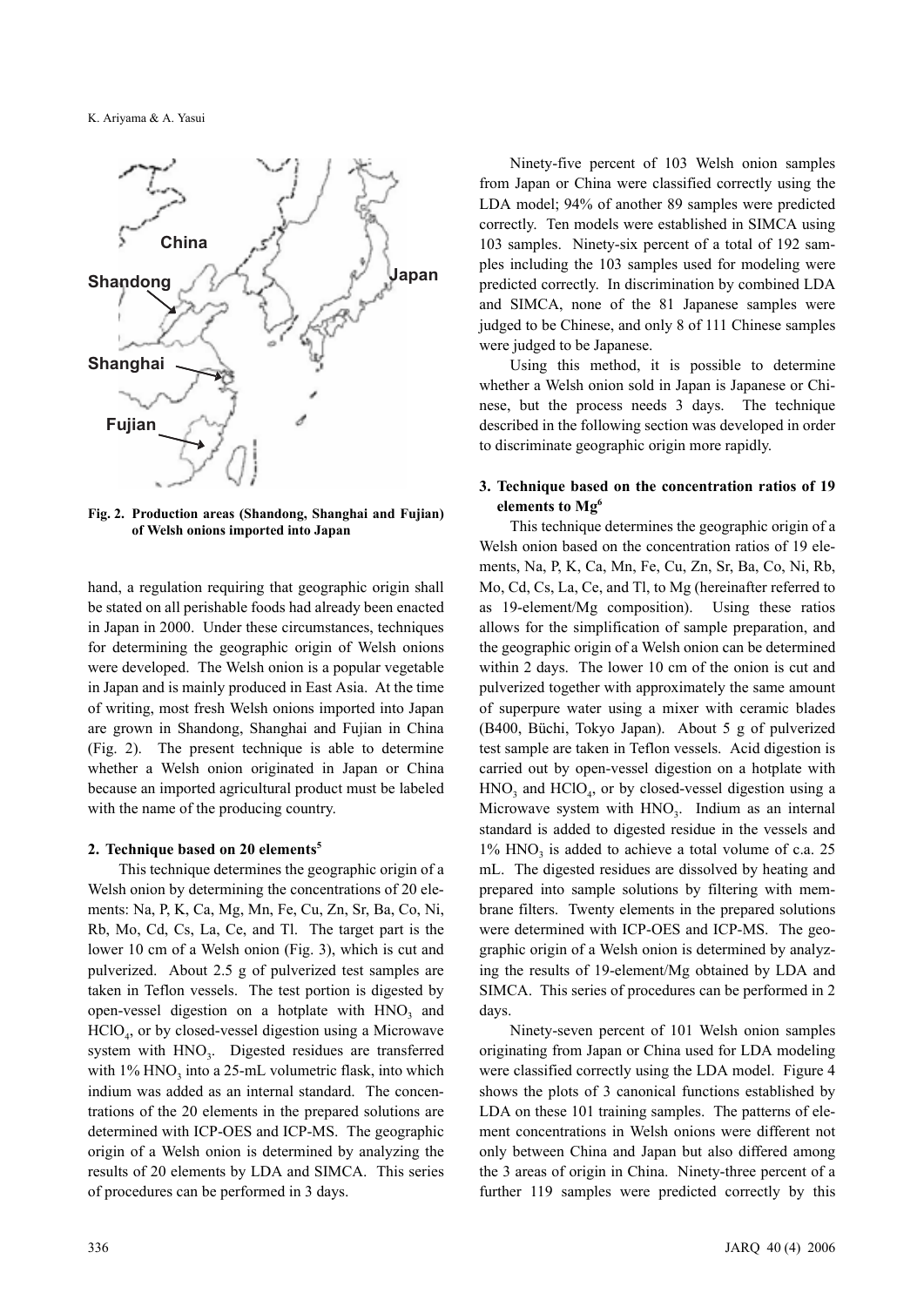Fig. 2. Production areas (Shandong, Shanghai and Fujian) of Welsh onions imported into Japan

hand, a regulation requiring that geographic origin shall be stated on all perishable foods had already been enacted in Japan in 2000. Under these circumstances, techniques for determining the geographic origin of Welsh onions were developed. The Welsh onion is a popular vegetable in Japan and is mainly produced in East Asia. At the time of writing, most fresh Welsh onions imported into Japan are grown in Shandong, Shanghai and Fujian in China (Fig. 2). The present technique is able to determine whether a Welsh onion originated in Japan or China because an imported agricultural product must be labeled with the name of the producing country.

### 2. Technique based on 20 elements[5]

This technique determines the geographic origin of a Welsh onion by determining the concentrations of 20 elements: Na, P, K, Ca, Mg, Mn, Fe, Cu, Zn, Sr, Ba, Co, Ni, Rb, Mo, Cd, Cs, La, Ce, and Tl. The target part is the lower 10 cm of a Welsh onion (Fig. 3), which is cut and pulverized. About 2.5 g of pulverized test samples are taken in Teflon vessels. The test portion is digested by open-vessel digestion on a hotplate with $HNO_3$ and $HClO_4$, or by closed-vessel digestion using a Microwave system with $HNO_3$. Digested residues are transferred with 1% $HNO_3$ into a 25-mL volumetric flask, into which indium was added as an internal standard. The concentrations of the 20 elements in the prepared solutions are determined with ICP-OES and ICP-MS. The geographic origin of a Welsh onion is determined by analyzing the results of 20 elements by LDA and SIMCA. This series of procedures can be performed in 3 days.

Ninety-five percent of 103 Welsh onion samples from Japan or China were classified correctly using the LDA model; 94% of another 89 samples were predicted correctly. Ten models were established in SIMCA using 103 samples. Ninety-six percent of a total of 192 samples including the 103 samples used for modeling were predicted correctly. In discrimination by combined LDA and SIMCA, none of the 81 Japanese samples were judged to be Chinese, and only 8 of 111 Chinese samples were judged to be Japanese.

Using this method, it is possible to determine whether a Welsh onion sold in Japan is Japanese or Chinese, but the process needs 3 days. The technique described in the following section was developed in order to discriminate geographic origin more rapidly.

### 3. Technique based on the concentration ratios of 19 elements to Mg[6]

This technique determines the geographic origin of a Welsh onion based on the concentration ratios of 19 elements, Na, P, K, Ca, Mn, Fe, Cu, Zn, Sr, Ba, Co, Ni, Rb, Mo, Cd, Cs, La, Ce, and Tl, to Mg (hereinafter referred to as 19-element/Mg composition). Using these ratios allows for the simplification of sample preparation, and the geographic origin of a Welsh onion can be determined within 2 days. The lower 10 cm of the onion is cut and pulverized together with approximately the same amount of superpure water using a mixer with ceramic blades (B400, Büchi, Tokyo Japan). About 5 g of pulverized test sample are taken in Teflon vessels. Acid digestion is carried out by open-vessel digestion on a hotplate with $HNO_3$ and $HClO_4$, or by closed-vessel digestion using a Microwave system with $HNO_3$. Indium as an internal standard is added to digested residue in the vessels and 1% $HNO_3$ is added to achieve a total volume of c.a. 25 mL. The digested residues are dissolved by heating and prepared into sample solutions by filtering with membrane filters. Twenty elements in the prepared solutions were determined with ICP-OES and ICP-MS. The geographic origin of a Welsh onion is determined by analyzing the results of 19-element/Mg obtained by LDA and SIMCA. This series of procedures can be performed in 2 days.

Ninety-seven percent of 101 Welsh onion samples originating from Japan or China used for LDA modeling were classified correctly using the LDA model. Figure 4 shows the plots of 3 canonical functions established by LDA on these 101 training samples. The patterns of element concentrations in Welsh onions were different not only between China and Japan but also differed among the 3 areas of origin in China. Ninety-three percent of a further 119 samples were predicted correctly by this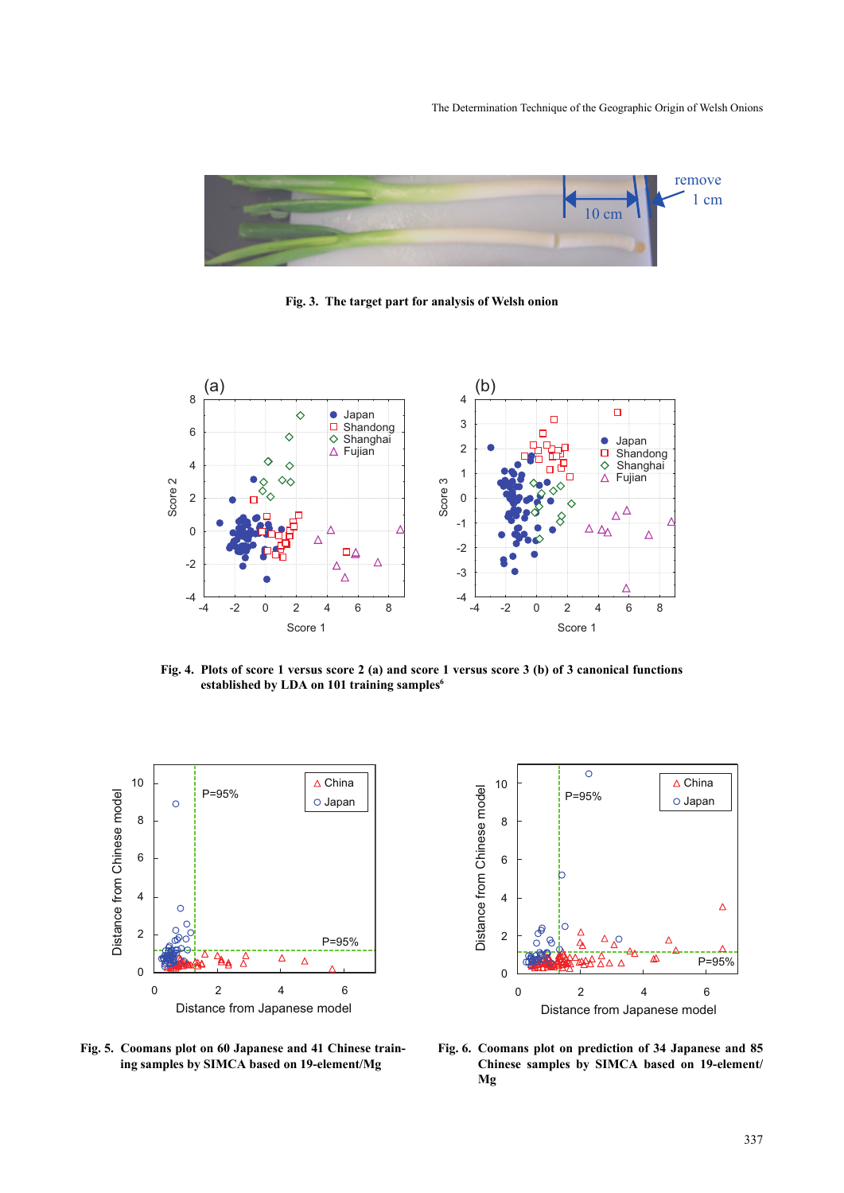**Fig. 3. The target part for analysis of Welsh onion**

**Fig. 4. Plots of score 1 versus score 2 (a) and score 1 versus score 3 (b) of 3 canonical functions established by LDA on 101 training samples[6]**

**Fig. 5. Coomans plot on 60 Japanese and 41 Chinese training samples by SIMCA based on 19-element/Mg**

**Fig. 6. Coomans plot on prediction of 34 Japanese and 85 Chinese samples by SIMCA based on 19-element/Mg**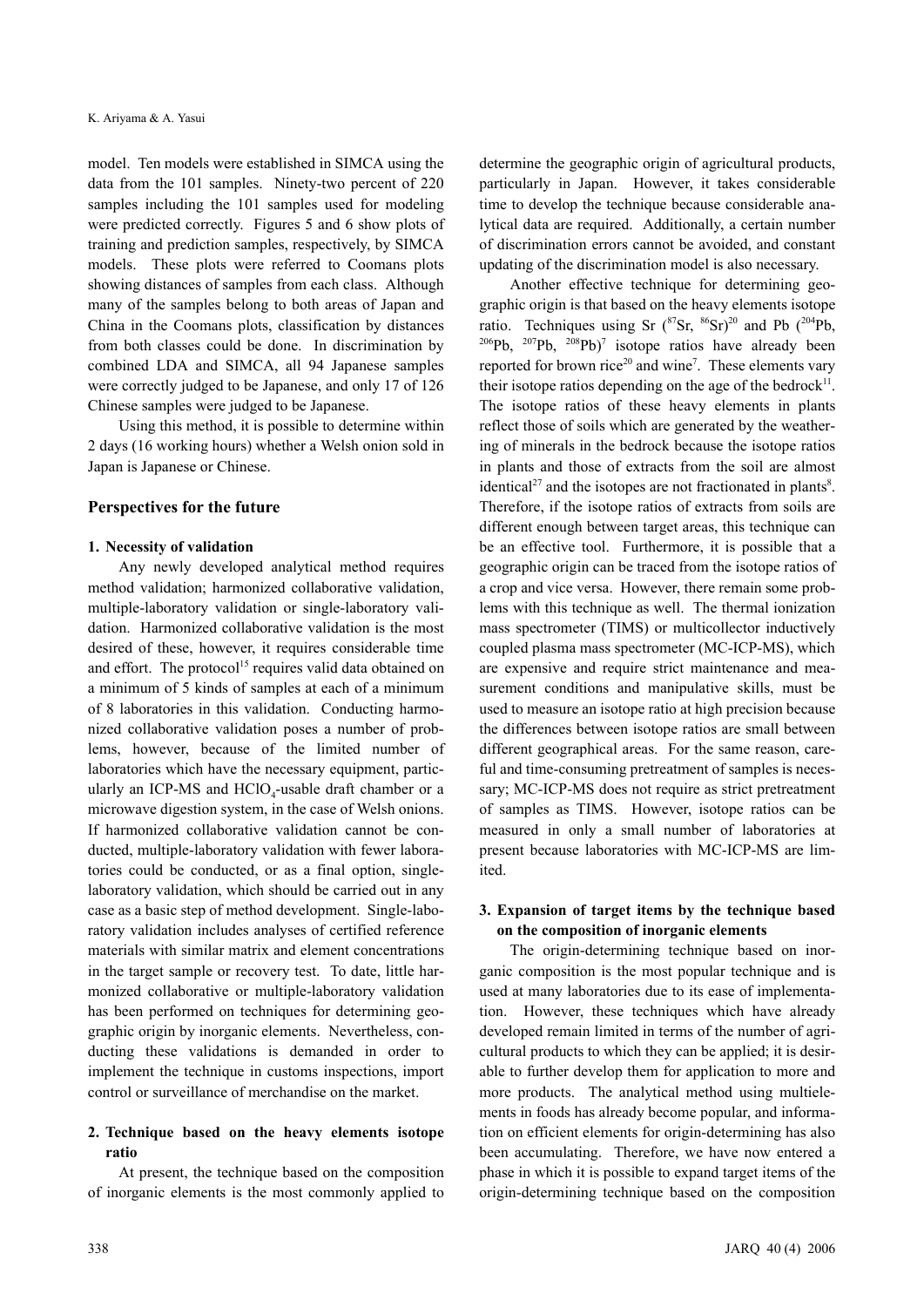model. Ten models were established in SIMCA using the data from the 101 samples. Ninety-two percent of 220 samples including the 101 samples used for modeling were predicted correctly. Figures 5 and 6 show plots of training and prediction samples, respectively, by SIMCA models. These plots were referred to Coomans plots showing distances of samples from each class. Although many of the samples belong to both areas of Japan and China in the Coomans plots, classification by distances from both classes could be done. In discrimination by combined LDA and SIMCA, all 94 Japanese samples were correctly judged to be Japanese, and only 17 of 126 Chinese samples were judged to be Japanese.

Using this method, it is possible to determine within 2 days (16 working hours) whether a Welsh onion sold in Japan is Japanese or Chinese.

## Perspectives for the future

### 1. Necessity of validation

Any newly developed analytical method requires method validation; harmonized collaborative validation, multiple-laboratory validation or single-laboratory validation. Harmonized collaborative validation is the most desired of these, however, it requires considerable time and effort. The protocol[15] requires valid data obtained on a minimum of 5 kinds of samples at each of a minimum of 8 laboratories in this validation. Conducting harmonized collaborative validation poses a number of problems, however, because of the limited number of laboratories which have the necessary equipment, particularly an ICP-MS and $HClO_4$-usable draft chamber or a microwave digestion system, in the case of Welsh onions. If harmonized collaborative validation cannot be conducted, multiple-laboratory validation with fewer laboratories could be conducted, or as a final option, single-laboratory validation, which should be carried out in any case as a basic step of method development. Single-laboratory validation includes analyses of certified reference materials with similar matrix and element concentrations in the target sample or recovery test. To date, little harmonized collaborative or multiple-laboratory validation has been performed on techniques for determining geographic origin by inorganic elements. Nevertheless, conducting these validations is demanded in order to implement the technique in customs inspections, import control or surveillance of merchandise on the market.

### 2. Technique based on the heavy elements isotope ratio

At present, the technique based on the composition of inorganic elements is the most commonly applied to determine the geographic origin of agricultural products, particularly in Japan. However, it takes considerable time to develop the technique because considerable analytical data are required. Additionally, a certain number of discrimination errors cannot be avoided, and constant updating of the discrimination model is also necessary.

Another effective technique for determining geographic origin is that based on the heavy elements isotope ratio. Techniques using Sr ($^{87}$Sr, $^{86}$Sr)[20] and Pb ($^{204}$Pb, $^{206}$Pb, $^{207}$Pb, $^{208}$Pb)[7] isotope ratios have already been reported for brown rice[20] and wine[7]. These elements vary their isotope ratios depending on the age of the bedrock[11]. The isotope ratios of these heavy elements in plants reflect those of soils which are generated by the weathering of minerals in the bedrock because the isotope ratios in plants and those of extracts from the soil are almost identical[27] and the isotopes are not fractionated in plants[8]. Therefore, if the isotope ratios of extracts from soils are different enough between target areas, this technique can be an effective tool. Furthermore, it is possible that a geographic origin can be traced from the isotope ratios of a crop and vice versa. However, there remain some problems with this technique as well. The thermal ionization mass spectrometer (TIMS) or multicollector inductively coupled plasma mass spectrometer (MC-ICP-MS), which are expensive and require strict maintenance and measurement conditions and manipulative skills, must be used to measure an isotope ratio at high precision because the differences between isotope ratios are small between different geographical areas. For the same reason, careful and time-consuming pretreatment of samples is necessary; MC-ICP-MS does not require as strict pretreatment of samples as TIMS. However, isotope ratios can be measured in only a small number of laboratories at present because laboratories with MC-ICP-MS are limited.

### 3. Expansion of target items by the technique based on the composition of inorganic elements

The origin-determining technique based on inorganic composition is the most popular technique and is used at many laboratories due to its ease of implementation. However, these techniques which have already developed remain limited in terms of the number of agricultural products to which they can be applied; it is desirable to further develop them for application to more and more products. The analytical method using multielements in foods has already become popular, and information on efficient elements for origin-determining has also been accumulating. Therefore, we have now entered a phase in which it is possible to expand target items of the origin-determining technique based on the composition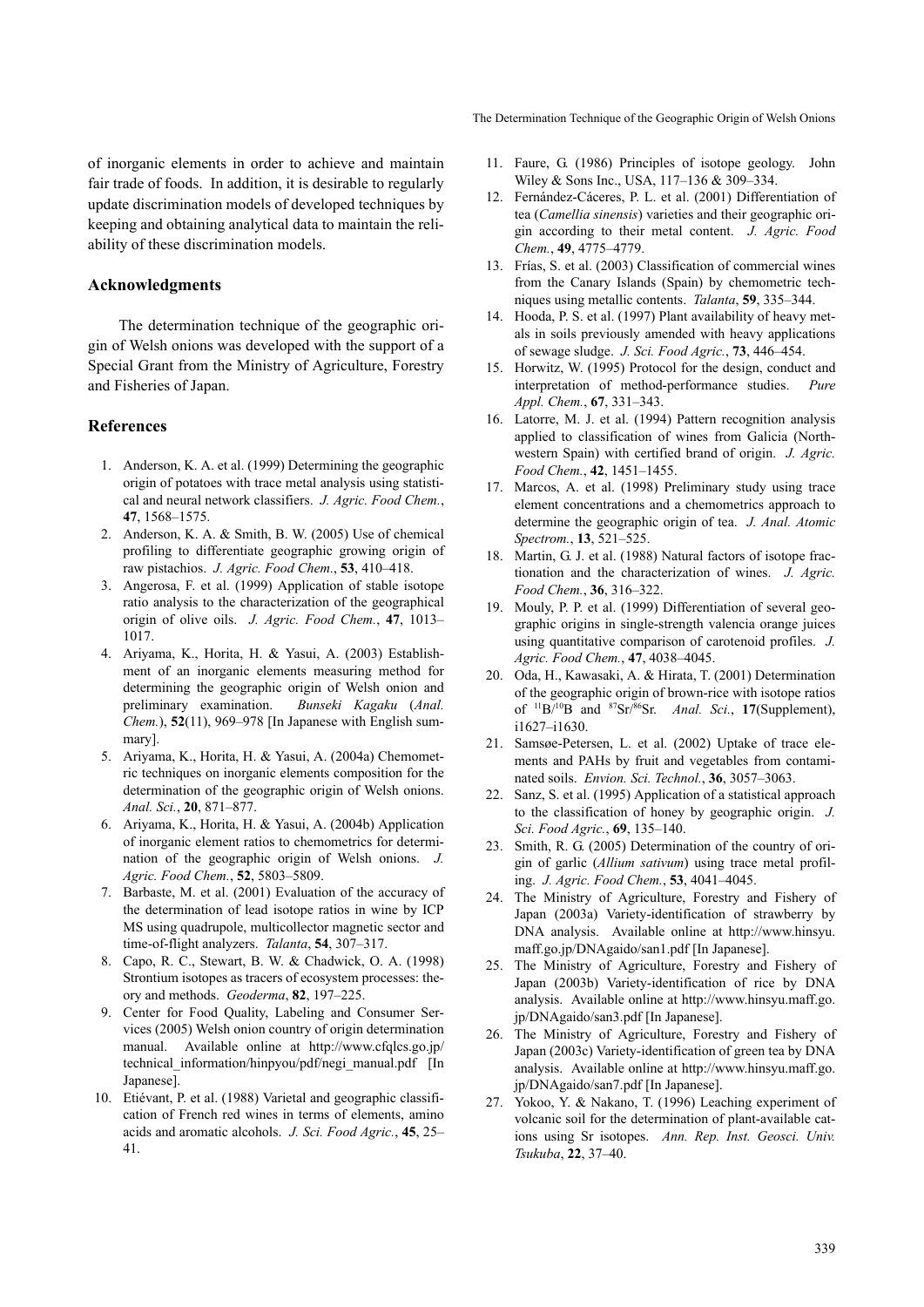of inorganic elements in order to achieve and maintain fair trade of foods. In addition, it is desirable to regularly update discrimination models of developed techniques by keeping and obtaining analytical data to maintain the reliability of these discrimination models.

## Acknowledgments

The determination technique of the geographic origin of Welsh onions was developed with the support of a Special Grant from the Ministry of Agriculture, Forestry and Fisheries of Japan.

## References

1. Anderson, K. A. et al. (1999) Determining the geographic origin of potatoes with trace metal analysis using statistical and neural network classifiers. *J. Agric. Food Chem.*, **47**, 1568–1575.
2. Anderson, K. A. & Smith, B. W. (2005) Use of chemical profiling to differentiate geographic growing origin of raw pistachios. *J. Agric. Food Chem.*, **53**, 410–418.
3. Angerosa, F. et al. (1999) Application of stable isotope ratio analysis to the characterization of the geographical origin of olive oils. *J. Agric. Food Chem.*, **47**, 1013–1017.
4. Ariyama, K., Horita, H. & Yasui, A. (2003) Establishment of an inorganic elements measuring method for determining the geographic origin of Welsh onion and preliminary examination. *Bunseki Kagaku* (*Anal. Chem.*), **52**(11), 969–978 [In Japanese with English summary].
5. Ariyama, K., Horita, H. & Yasui, A. (2004a) Chemometric techniques on inorganic elements composition for the determination of the geographic origin of Welsh onions. *Anal. Sci.*, **20**, 871–877.
6. Ariyama, K., Horita, H. & Yasui, A. (2004b) Application of inorganic element ratios to chemometrics for determination of the geographic origin of Welsh onions. *J. Agric. Food Chem.*, **52**, 5803–5809.
7. Barbaste, M. et al. (2001) Evaluation of the accuracy of the determination of lead isotope ratios in wine by ICP MS using quadrupole, multicollector magnetic sector and time-of-flight analyzers. *Talanta*, **54**, 307–317.
8. Capo, R. C., Stewart, B. W. & Chadwick, O. A. (1998) Strontium isotopes as tracers of ecosystem processes: theory and methods. *Geoderma*, **82**, 197–225.
9. Center for Food Quality, Labeling and Consumer Services (2005) Welsh onion country of origin determination manual. Available online at http://www.cfqlcs.go.jp/technical_information/hinpyou/pdf/negi_manual.pdf [In Japanese].
10. Etiévant, P. et al. (1988) Varietal and geographic classification of French red wines in terms of elements, amino acids and aromatic alcohols. *J. Sci. Food Agric.*, **45**, 25–41.
11. Faure, G. (1986) Principles of isotope geology. John Wiley & Sons Inc., USA, 117–136 & 309–334.
12. Fernández-Cáceres, P. L. et al. (2001) Differentiation of tea (*Camellia sinensis*) varieties and their geographic origin according to their metal content. *J. Agric. Food Chem.*, **49**, 4775–4779.
13. Frías, S. et al. (2003) Classification of commercial wines from the Canary Islands (Spain) by chemometric techniques using metallic contents. *Talanta*, **59**, 335–344.
14. Hooda, P. S. et al. (1997) Plant availability of heavy metals in soils previously amended with heavy applications of sewage sludge. *J. Sci. Food Agric.*, **73**, 446–454.
15. Horwitz, W. (1995) Protocol for the design, conduct and interpretation of method-performance studies. *Pure Appl. Chem.*, **67**, 331–343.
16. Latorre, M. J. et al. (1994) Pattern recognition analysis applied to classification of wines from Galicia (Northwestern Spain) with certified brand of origin. *J. Agric. Food Chem.*, **42**, 1451–1455.
17. Marcos, A. et al. (1998) Preliminary study using trace element concentrations and a chemometrics approach to determine the geographic origin of tea. *J. Anal. Atomic Spectrom.*, **13**, 521–525.
18. Martin, G. J. et al. (1988) Natural factors of isotope fractionation and the characterization of wines. *J. Agric. Food Chem.*, **36**, 316–322.
19. Mouly, P. P. et al. (1999) Differentiation of several geographic origins in single-strength valencia orange juices using quantitative comparison of carotenoid profiles. *J. Agric. Food Chem.*, **47**, 4038–4045.
20. Oda, H., Kawasaki, A. & Hirata, T. (2001) Determination of the geographic origin of brown-rice with isotope ratios of $^{11}B/^{10}B$ and $^{87}Sr/^{86}Sr$. *Anal. Sci.*, **17**(Supplement), i1627–i1630.
21. Samsøe-Petersen, L. et al. (2002) Uptake of trace elements and PAHs by fruit and vegetables from contaminated soils. *Envion. Sci. Technol.*, **36**, 3057–3063.
22. Sanz, S. et al. (1995) Application of a statistical approach to the classification of honey by geographic origin. *J. Sci. Food Agric.*, **69**, 135–140.
23. Smith, R. G. (2005) Determination of the country of origin of garlic (*Allium sativum*) using trace metal profiling. *J. Agric. Food Chem.*, **53**, 4041–4045.
24. The Ministry of Agriculture, Forestry and Fishery of Japan (2003a) Variety-identification of strawberry by DNA analysis. Available online at http://www.hinsyu.maff.go.jp/DNAgaido/san1.pdf [In Japanese].
25. The Ministry of Agriculture, Forestry and Fishery of Japan (2003b) Variety-identification of rice by DNA analysis. Available online at http://www.hinsyu.maff.go.jp/DNAgaido/san3.pdf [In Japanese].
26. The Ministry of Agriculture, Forestry and Fishery of Japan (2003c) Variety-identification of green tea by DNA analysis. Available online at http://www.hinsyu.maff.go.jp/DNAgaido/san7.pdf [In Japanese].
27. Yokoo, Y. & Nakano, T. (1996) Leaching experiment of volcanic soil for the determination of plant-available cations using Sr isotopes. *Ann. Rep. Inst. Geosci. Univ. Tsukuba*, **22**, 37–40.